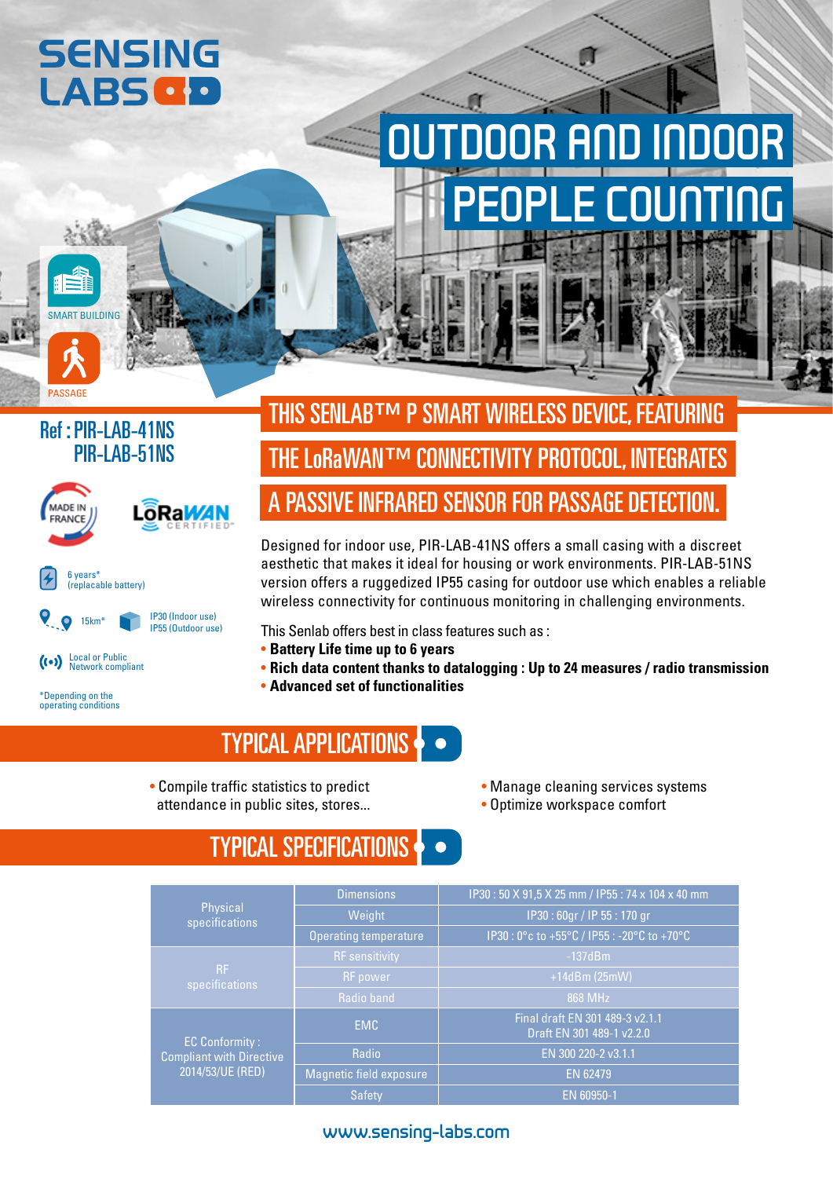SENSING LABS

# OUTDOOR AND INDOOR PEOPLE COUNTING

SMART BUILDING

PASSAGE

## Ref : PIR-LAB-41NS
## PIR-LAB-51NS

MADE IN FRANCE

LoRaWAN CERTIFIED

6 years* (replacable battery)

15km*

IP30 (Indoor use)
IP55 (Outdoor use)

Local or Public Network compliant

*Depending on the operating conditions

## THIS SENLAB™ P SMART WIRELESS DEVICE, FEATURING THE LoRaWAN™ CONNECTIVITY PROTOCOL, INTEGRATES A PASSIVE INFRARED SENSOR FOR PASSAGE DETECTION.

Designed for indoor use, PIR-LAB-41NS offers a small casing with a discreet aesthetic that makes it ideal for housing or work environments. PIR-LAB-51NS version offers a ruggedized IP55 casing for outdoor use which enables a reliable wireless connectivity for continuous monitoring in challenging environments.

This Senlab offers best in class features such as :

- **Battery Life time up to 6 years**
- **Rich data content thanks to datalogging : Up to 24 measures / radio transmission**
- **Advanced set of functionalities**

## TYPICAL APPLICATIONS

- Compile traffic statistics to predict attendance in public sites, stores...
- Manage cleaning services systems
- Optimize workspace comfort

## TYPICAL SPECIFICATIONS

| | | |
|---|---|---|
| Physical specifications | Dimensions | IP30 : 50 X 91,5 X 25 mm / IP55 : 74 x 104 x 40 mm |
| | Weight | IP30 : 60gr / IP 55 : 170 gr |
| | Operating temperature | IP30 : 0°c to +55°C / IP55 : -20°C to +70°C |
| RF specifications | RF sensitivity | -137dBm |
| | RF power | +14dBm (25mW) |
| | Radio band | 868 MHz |
| EC Conformity : Compliant with Directive 2014/53/UE (RED) | EMC | Final draft EN 301 489-3 v2.1.1<br>Draft EN 301 489-1 v2.2.0 |
| | Radio | EN 300 220-2 v3.1.1 |
| | Magnetic field exposure | EN 62479 |
| | Safety | EN 60950-1 |

www.sensing-labs.com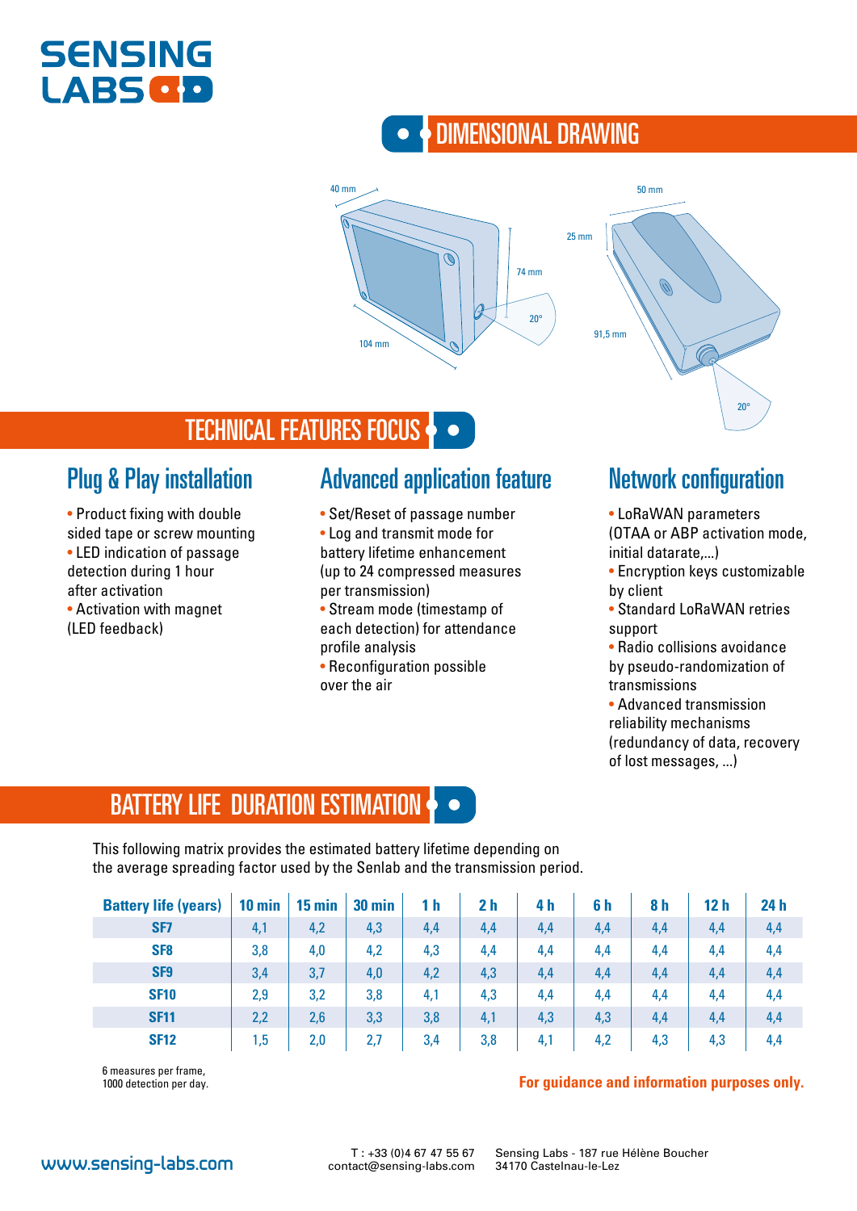## DIMENSIONAL DRAWING

40 mm
74 mm
20°
104 mm
50 mm
25 mm
91,5 mm
20°

## TECHNICAL FEATURES FOCUS

### Plug & Play installation

- Product fixing with double sided tape or screw mounting
- LED indication of passage detection during 1 hour after activation
- Activation with magnet (LED feedback)

### Advanced application feature

- Set/Reset of passage number
- Log and transmit mode for battery lifetime enhancement (up to 24 compressed measures per transmission)
- Stream mode (timestamp of each detection) for attendance profile analysis
- Reconfiguration possible over the air

### Network configuration

- LoRaWAN parameters (OTAA or ABP activation mode, initial datarate,...)
- Encryption keys customizable by client
- Standard LoRaWAN retries support
- Radio collisions avoidance by pseudo-randomization of transmissions
- Advanced transmission reliability mechanisms (redundancy of data, recovery of lost messages, ...)

## BATTERY LIFE DURATION ESTIMATION

This following matrix provides the estimated battery lifetime depending on the average spreading factor used by the Senlab and the transmission period.

| Battery life (years) | 10 min | 15 min | 30 min | 1 h | 2 h | 4 h | 6 h | 8 h | 12 h | 24 h |
|---|---|---|---|---|---|---|---|---|---|---|
| SF7 | 4,1 | 4,2 | 4,3 | 4,4 | 4,4 | 4,4 | 4,4 | 4,4 | 4,4 | 4,4 |
| SF8 | 3,8 | 4,0 | 4,2 | 4,3 | 4,4 | 4,4 | 4,4 | 4,4 | 4,4 | 4,4 |
| SF9 | 3,4 | 3,7 | 4,0 | 4,2 | 4,3 | 4,4 | 4,4 | 4,4 | 4,4 | 4,4 |
| SF10 | 2,9 | 3,2 | 3,8 | 4,1 | 4,3 | 4,4 | 4,4 | 4,4 | 4,4 | 4,4 |
| SF11 | 2,2 | 2,6 | 3,3 | 3,8 | 4,1 | 4,3 | 4,3 | 4,4 | 4,4 | 4,4 |
| SF12 | 1,5 | 2,0 | 2,7 | 3,4 | 3,8 | 4,1 | 4,2 | 4,3 | 4,3 | 4,4 |

6 measures per frame,
1000 detection per day.

**For guidance and information purposes only.**

www.sensing-labs.com

T : +33 (0)4 67 47 55 67
contact@sensing-labs.com

Sensing Labs - 187 rue Hélène Boucher
34170 Castelnau-le-Lez